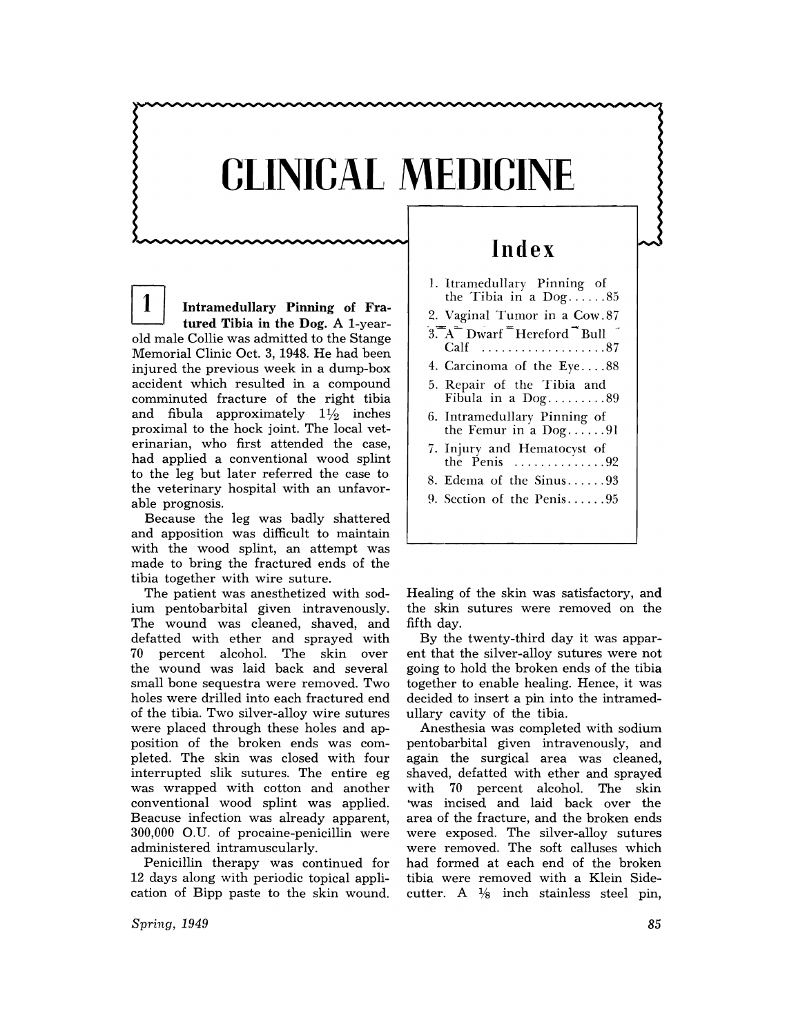# CLINICAL MEDICINE

## Index

1. Itramedullary Pinning of the Tibia in a Dog......85
2. Vaginal Tumor in a Cow.87
3. A Dwarf Hereford Bull Calf ..................87
4. Carcinoma of the Eye....88
5. Repair of the Tibia and Fibula in a Dog.........89
6. Intramedullary Pinning of the Femur in a Dog......91
7. Injury and Hematocyst of the Penis ..............92
8. Edema of the Sinus......93
9. Section of the Penis......95

**1** **Intramedullary Pinning of Fratured Tibia in the Dog.** A 1-year-old male Collie was admitted to the Stange Memorial Clinic Oct. 3, 1948. He had been injured the previous week in a dump-box accident which resulted in a compound comminuted fracture of the right tibia and fibula approximately 1½ inches proximal to the hock joint. The local veterinarian, who first attended the case, had applied a conventional wood splint to the leg but later referred the case to the veterinary hospital with an unfavorable prognosis.

Because the leg was badly shattered and apposition was difficult to maintain with the wood splint, an attempt was made to bring the fractured ends of the tibia together with wire suture.

The patient was anesthetized with sodium pentobarbital given intravenously. The wound was cleaned, shaved, and defatted with ether and sprayed with 70 percent alcohol. The skin over the wound was laid back and several small bone sequestra were removed. Two holes were drilled into each fractured end of the tibia. Two silver-alloy wire sutures were placed through these holes and apposition of the broken ends was completed. The skin was closed with four interrupted slik sutures. The entire eg was wrapped with cotton and another conventional wood splint was applied. Beacuse infection was already apparent, 300,000 O.U. of procaine-penicillin were administered intramuscularly.

Penicillin therapy was continued for 12 days along with periodic topical application of Bipp paste to the skin wound. Healing of the skin was satisfactory, and the skin sutures were removed on the fifth day.

By the twenty-third day it was apparent that the silver-alloy sutures were not going to hold the broken ends of the tibia together to enable healing. Hence, it was decided to insert a pin into the intramedullary cavity of the tibia.

Anesthesia was completed with sodium pentobarbital given intravenously, and again the surgical area was cleaned, shaved, defatted with ether and sprayed with 70 percent alcohol. The skin was incised and laid back over the area of the fracture, and the broken ends were exposed. The silver-alloy sutures were removed. The soft calluses which had formed at each end of the broken tibia were removed with a Klein Side-cutter. A ⅛ inch stainless steel pin,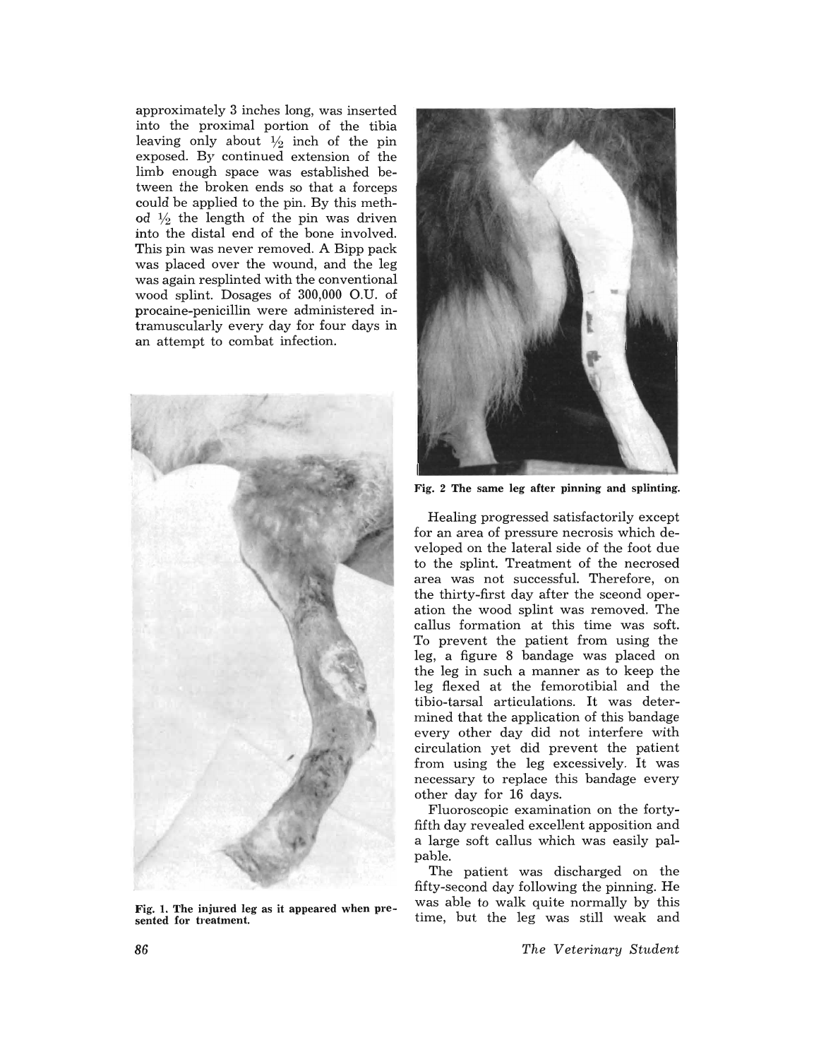approximately 3 inches long, was inserted into the proximal portion of the tibia leaving only about ½ inch of the pin exposed. By continued extension of the limb enough space was established between the broken ends so that a forceps could be applied to the pin. By this method ½ the length of the pin was driven into the distal end of the bone involved. This pin was never removed. A Bipp pack was placed over the wound, and the leg was again resplinted with the conventional wood splint. Dosages of 300,000 O.U. of procaine-penicillin were administered intramuscularly every day for four days in an attempt to combat infection.

**Fig. 1. The injured leg as it appeared when presented for treatment.**

**Fig. 2 The same leg after pinning and splinting.**

Healing progressed satisfactorily except for an area of pressure necrosis which developed on the lateral side of the foot due to the splint. Treatment of the necrosed area was not successful. Therefore, on the thirty-first day after the sceond operation the wood splint was removed. The callus formation at this time was soft. To prevent the patient from using the leg, a figure 8 bandage was placed on the leg in such a manner as to keep the leg flexed at the femorotibial and the tibio-tarsal articulations. It was determined that the application of this bandage every other day did not interfere with circulation yet did prevent the patient from using the leg excessively. It was necessary to replace this bandage every other day for 16 days.

Fluoroscopic examination on the forty-fifth day revealed excellent apposition and a large soft callus which was easily palpable.

The patient was discharged on the fifty-second day following the pinning. He was able to walk quite normally by this time, but the leg was still weak and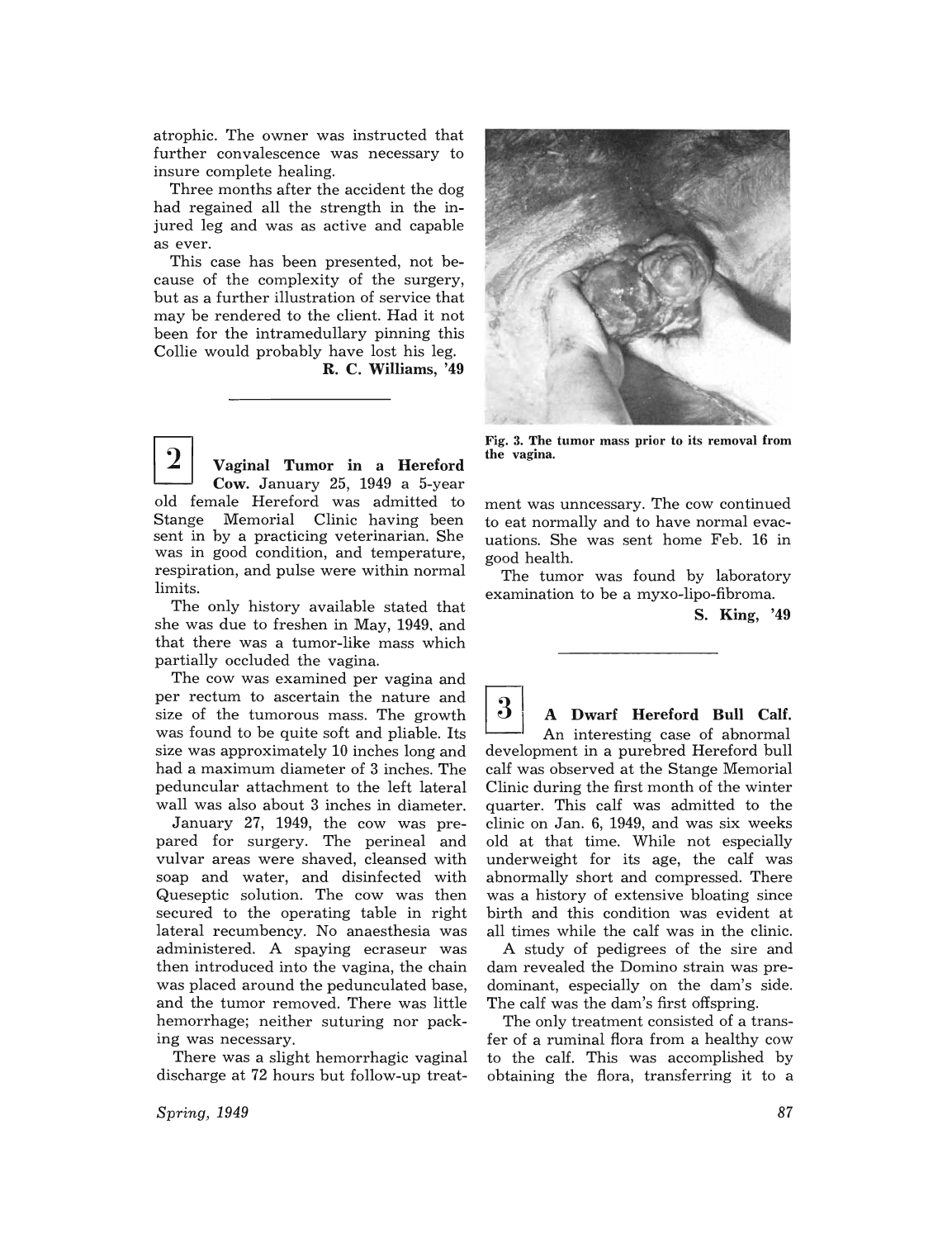atrophic. The owner was instructed that further convalescence was necessary to insure complete healing.

Three months after the accident the dog had regained all the strength in the injured leg and was as active and capable as ever.

This case has been presented, not because of the complexity of the surgery, but as a further illustration of service that may be rendered to the client. Had it not been for the intramedullary pinning this Collie would probably have lost his leg.

**R. C. Williams, '49**

---

**2** **Vaginal Tumor in a Hereford Cow.** January 25, 1949 a 5-year old female Hereford was admitted to Stange Memorial Clinic having been sent in by a practicing veterinarian. She was in good condition, and temperature, respiration, and pulse were within normal limits.

The only history available stated that she was due to freshen in May, 1949, and that there was a tumor-like mass which partially occluded the vagina.

The cow was examined per vagina and per rectum to ascertain the nature and size of the tumorous mass. The growth was found to be quite soft and pliable. Its size was approximately 10 inches long and had a maximum diameter of 3 inches. The peduncular attachment to the left lateral wall was also about 3 inches in diameter.

January 27, 1949, the cow was prepared for surgery. The perineal and vulvar areas were shaved, cleansed with soap and water, and disinfected with Queseptic solution. The cow was then secured to the operating table in right lateral recumbency. No anaesthesia was administered. A spaying ecraseur was then introduced into the vagina, the chain was placed around the pedunculated base, and the tumor removed. There was little hemorrhage; neither suturing nor packing was necessary.

There was a slight hemorrhagic vaginal discharge at 72 hours but follow-up treatment was unncessary. The cow continued to eat normally and to have normal evacuations. She was sent home Feb. 16 in good health.

Fig. 3. The tumor mass prior to its removal from the vagina.

The tumor was found by laboratory examination to be a myxo-lipo-fibroma.

**S. King, '49**

---

**3** **A Dwarf Hereford Bull Calf.** An interesting case of abnormal development in a purebred Hereford bull calf was observed at the Stange Memorial Clinic during the first month of the winter quarter. This calf was admitted to the clinic on Jan. 6, 1949, and was six weeks old at that time. While not especially underweight for its age, the calf was abnormally short and compressed. There was a history of extensive bloating since birth and this condition was evident at all times while the calf was in the clinic.

A study of pedigrees of the sire and dam revealed the Domino strain was predominant, especially on the dam's side. The calf was the dam's first offspring.

The only treatment consisted of a transfer of a ruminal flora from a healthy cow to the calf. This was accomplished by obtaining the flora, transferring it to a